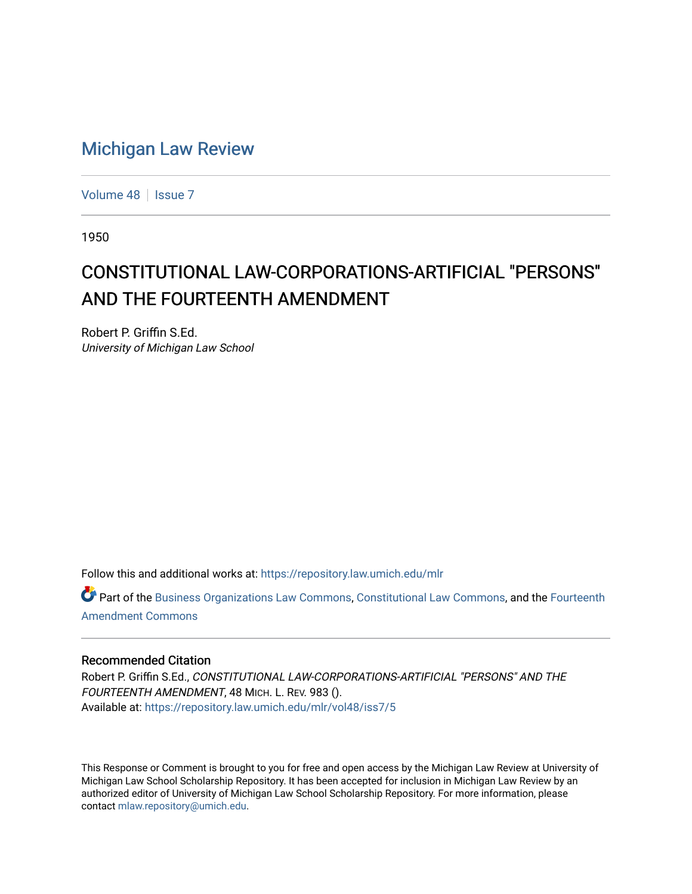# Michigan Law Review

Volume 48 | Issue 7

1950

## CONSTITUTIONAL LAW-CORPORATIONS-ARTIFICIAL "PERSONS" AND THE FOURTEENTH AMENDMENT

Robert P. Griffin S.Ed.
*University of Michigan Law School*

Follow this and additional works at: https://repository.law.umich.edu/mlr

Part of the Business Organizations Law Commons, Constitutional Law Commons, and the Fourteenth Amendment Commons

### Recommended Citation

Robert P. Griffin S.Ed., *CONSTITUTIONAL LAW-CORPORATIONS-ARTIFICIAL "PERSONS" AND THE FOURTEENTH AMENDMENT*, 48 MICH. L. REV. 983 ().
Available at: https://repository.law.umich.edu/mlr/vol48/iss7/5

This Response or Comment is brought to you for free and open access by the Michigan Law Review at University of Michigan Law School Scholarship Repository. It has been accepted for inclusion in Michigan Law Review by an authorized editor of University of Michigan Law School Scholarship Repository. For more information, please contact mlaw.repository@umich.edu.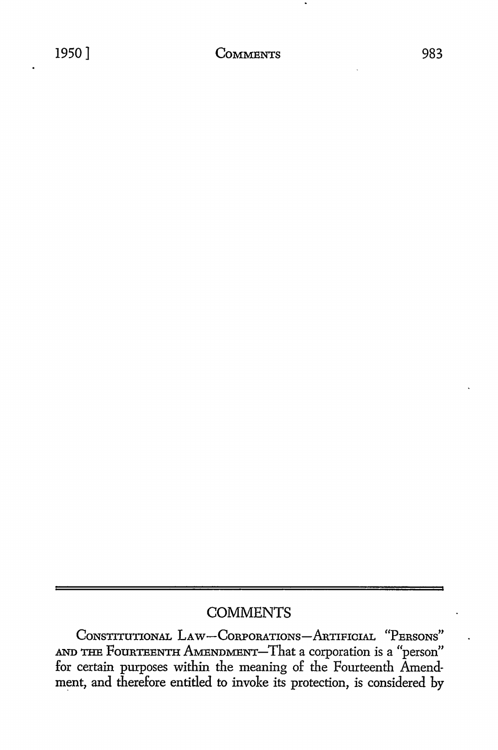## COMMENTS

CONSTITUTIONAL LAW—CORPORATIONS—ARTIFICIAL "PERSONS" AND THE FOURTEENTH AMENDMENT—That a corporation is a "person" for certain purposes within the meaning of the Fourteenth Amendment, and therefore entitled to invoke its protection, is considered by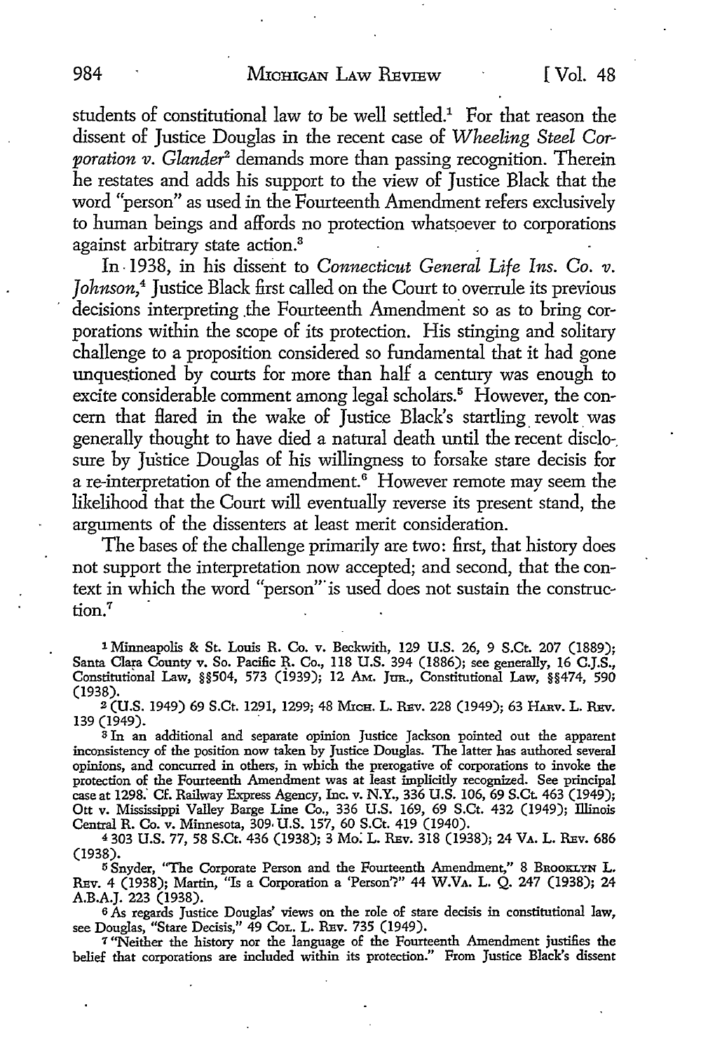students of constitutional law to be well settled.[1] For that reason the dissent of Justice Douglas in the recent case of *Wheeling Steel Corporation v. Glander*[2] demands more than passing recognition. Therein he restates and adds his support to the view of Justice Black that the word "person" as used in the Fourteenth Amendment refers exclusively to human beings and affords no protection whatsoever to corporations against arbitrary state action.[3]

In 1938, in his dissent to *Connecticut General Life Ins. Co. v. Johnson*,[4] Justice Black first called on the Court to overrule its previous decisions interpreting the Fourteenth Amendment so as to bring corporations within the scope of its protection. His stinging and solitary challenge to a proposition considered so fundamental that it had gone unquestioned by courts for more than half a century was enough to excite considerable comment among legal scholars.[5] However, the concern that flared in the wake of Justice Black's startling revolt was generally thought to have died a natural death until the recent disclosure by Justice Douglas of his willingness to forsake stare decisis for a re-interpretation of the amendment.[6] However remote may seem the likelihood that the Court will eventually reverse its present stand, the arguments of the dissenters at least merit consideration.

The bases of the challenge primarily are two: first, that history does not support the interpretation now accepted; and second, that the context in which the word "person" is used does not sustain the construction.[7]

---

[1] Minneapolis & St. Louis R. Co. v. Beckwith, 129 U.S. 26, 9 S.Ct. 207 (1889); Santa Clara County v. So. Pacific R. Co., 118 U.S. 394 (1886); see generally, 16 C.J.S., Constitutional Law, §§504, 573 (1939); 12 Am. Jur., Constitutional Law, §§474, 590 (1938).

[2] (U.S. 1949) 69 S.Ct. 1291, 1299; 48 Mich. L. Rev. 228 (1949); 63 Harv. L. Rev. 139 (1949).

[3] In an additional and separate opinion Justice Jackson pointed out the apparent inconsistency of the position now taken by Justice Douglas. The latter has authored several opinions, and concurred in others, in which the prerogative of corporations to invoke the protection of the Fourteenth Amendment was at least implicitly recognized. See principal case at 1298. Cf. Railway Express Agency, Inc. v. N.Y., 336 U.S. 106, 69 S.Ct. 463 (1949); Ott v. Mississippi Valley Barge Line Co., 336 U.S. 169, 69 S.Ct. 432 (1949); Illinois Central R. Co. v. Minnesota, 309 U.S. 157, 60 S.Ct. 419 (1940).

[4] 303 U.S. 77, 58 S.Ct. 436 (1938); 3 Mo. L. Rev. 318 (1938); 24 Va. L. Rev. 686 (1938).

[5] Snyder, "The Corporate Person and the Fourteenth Amendment," 8 Brooklyn L. Rev. 4 (1938); Martin, "Is a Corporation a 'Person'?" 44 W.Va. L. Q. 247 (1938); 24 A.B.A.J. 223 (1938).

[6] As regards Justice Douglas' views on the role of stare decisis in constitutional law, see Douglas, "Stare Decisis," 49 Col. L. Rev. 735 (1949).

[7] "Neither the history nor the language of the Fourteenth Amendment justifies the belief that corporations are included within its protection." From Justice Black's dissent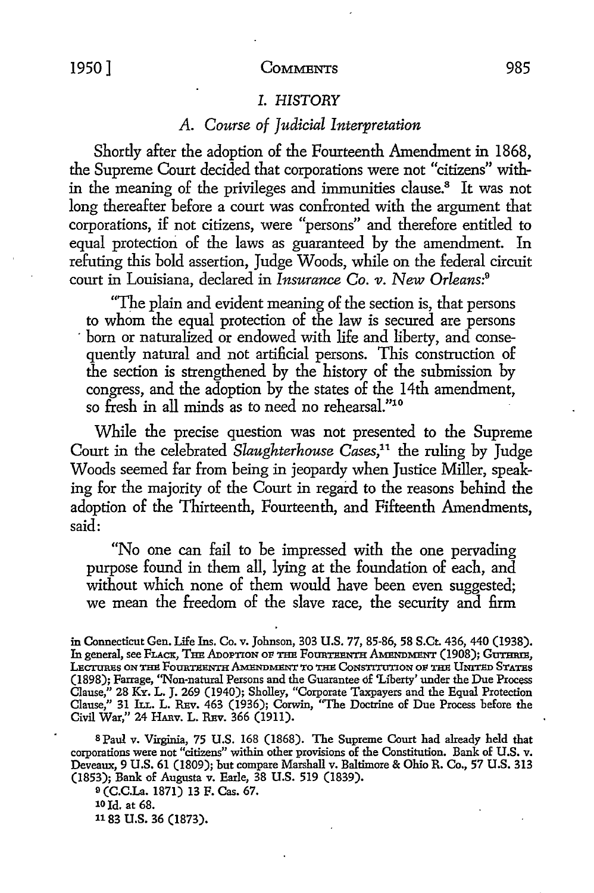## I. HISTORY

### A. Course of Judicial Interpretation

Shortly after the adoption of the Fourteenth Amendment in 1868, the Supreme Court decided that corporations were not "citizens" within the meaning of the privileges and immunities clause.[8] It was not long thereafter before a court was confronted with the argument that corporations, if not citizens, were "persons" and therefore entitled to equal protection of the laws as guaranteed by the amendment. In refuting this bold assertion, Judge Woods, while on the federal circuit court in Louisiana, declared in *Insurance Co. v. New Orleans:*[9]

> "The plain and evident meaning of the section is, that persons to whom the equal protection of the law is secured are persons born or naturalized or endowed with life and liberty, and consequently natural and not artificial persons. This construction of the section is strengthened by the history of the submission by congress, and the adoption by the states of the 14th amendment, so fresh in all minds as to need no rehearsal."[10]

While the precise question was not presented to the Supreme Court in the celebrated *Slaughterhouse Cases,*[11] the ruling by Judge Woods seemed far from being in jeopardy when Justice Miller, speaking for the majority of the Court in regard to the reasons behind the adoption of the Thirteenth, Fourteenth, and Fifteenth Amendments, said:

> "No one can fail to be impressed with the one pervading purpose found in them all, lying at the foundation of each, and without which none of them would have been even suggested; we mean the freedom of the slave race, the security and firm

---

in Connecticut Gen. Life Ins. Co. v. Johnson, 303 U.S. 77, 85-86, 58 S.Ct. 436, 440 (1938). In general, see FLACK, THE ADOPTION OF THE FOURTEENTH AMENDMENT (1908); GUTHRIE, LECTURES ON THE FOURTEENTH AMENDMENT TO THE CONSTITUTION OF THE UNITED STATES (1898); Farrage, "Non-natural Persons and the Guarantee of 'Liberty' under the Due Process Clause," 28 KY. L. J. 269 (1940); Sholley, "Corporate Taxpayers and the Equal Protection Clause," 31 ILL. L. REV. 463 (1936); Corwin, "The Doctrine of Due Process before the Civil War," 24 HARV. L. REV. 366 (1911).

[8] Paul v. Virginia, 75 U.S. 168 (1868). The Supreme Court had already held that corporations were not "citizens" within other provisions of the Constitution. Bank of U.S. v. Deveaux, 9 U.S. 61 (1809); but compare Marshall v. Baltimore & Ohio R. Co., 57 U.S. 313 (1853); Bank of Augusta v. Earle, 38 U.S. 519 (1839).

[9] (C.C.La. 1871) 13 F. Cas. 67.

[10] Id. at 68.

[11] 83 U.S. 36 (1873).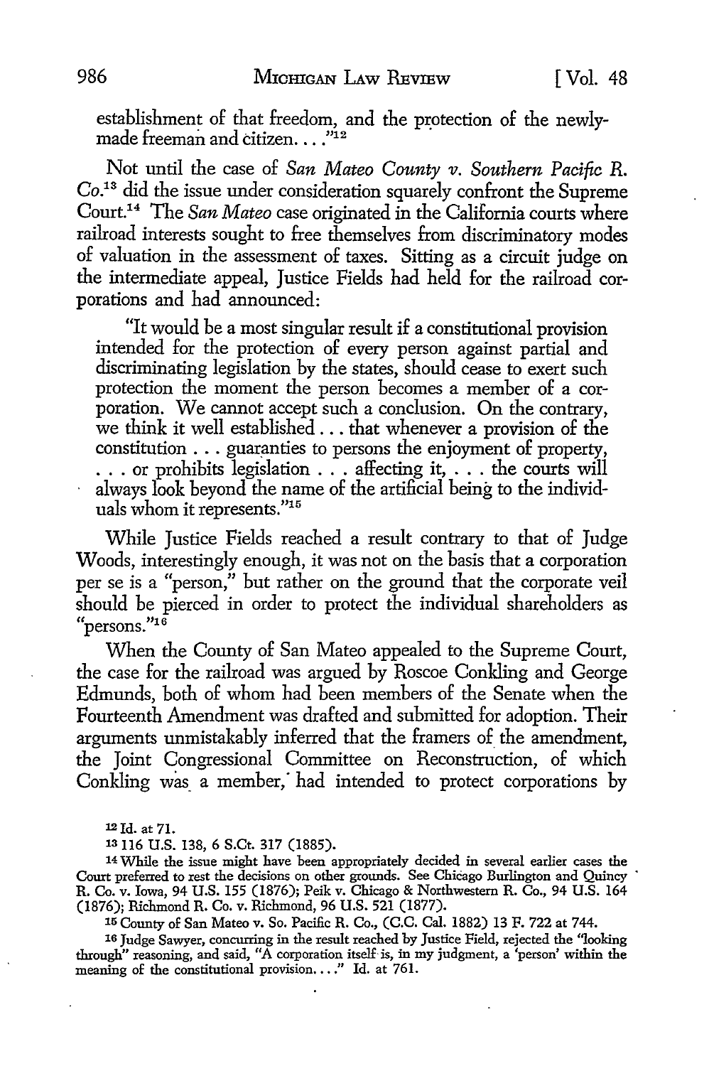establishment of that freedom, and the protection of the newly-made freeman and citizen. . . ."[12]

Not until the case of *San Mateo County v. Southern Pacific R. Co.*[13] did the issue under consideration squarely confront the Supreme Court.[14] The *San Mateo* case originated in the California courts where railroad interests sought to free themselves from discriminatory modes of valuation in the assessment of taxes. Sitting as a circuit judge on the intermediate appeal, Justice Fields had held for the railroad corporations and had announced:

> "It would be a most singular result if a constitutional provision intended for the protection of every person against partial and discriminating legislation by the states, should cease to exert such protection the moment the person becomes a member of a corporation. We cannot accept such a conclusion. On the contrary, we think it well established . . . that whenever a provision of the constitution . . . guaranties to persons the enjoyment of property, . . . or prohibits legislation . . . affecting it, . . . the courts will always look beyond the name of the artificial being to the individuals whom it represents."[15]

While Justice Fields reached a result contrary to that of Judge Woods, interestingly enough, it was not on the basis that a corporation per se is a "person," but rather on the ground that the corporate veil should be pierced in order to protect the individual shareholders as "persons."[16]

When the County of San Mateo appealed to the Supreme Court, the case for the railroad was argued by Roscoe Conkling and George Edmunds, both of whom had been members of the Senate when the Fourteenth Amendment was drafted and submitted for adoption. Their arguments unmistakably inferred that the framers of the amendment, the Joint Congressional Committee on Reconstruction, of which Conkling was a member, had intended to protect corporations by

---

[12] Id. at 71.

[13] 116 U.S. 138, 6 S.Ct. 317 (1885).

[14] While the issue might have been appropriately decided in several earlier cases the Court preferred to rest the decisions on other grounds. See Chicago Burlington and Quincy R. Co. v. Iowa, 94 U.S. 155 (1876); Peik v. Chicago & Northwestern R. Co., 94 U.S. 164 (1876); Richmond R. Co. v. Richmond, 96 U.S. 521 (1877).

[15] County of San Mateo v. So. Pacific R. Co., (C.C. Cal. 1882) 13 F. 722 at 744.

[16] Judge Sawyer, concurring in the result reached by Justice Field, rejected the "looking through" reasoning, and said, "A corporation itself is, in my judgment, a 'person' within the meaning of the constitutional provision. . . ." Id. at 761.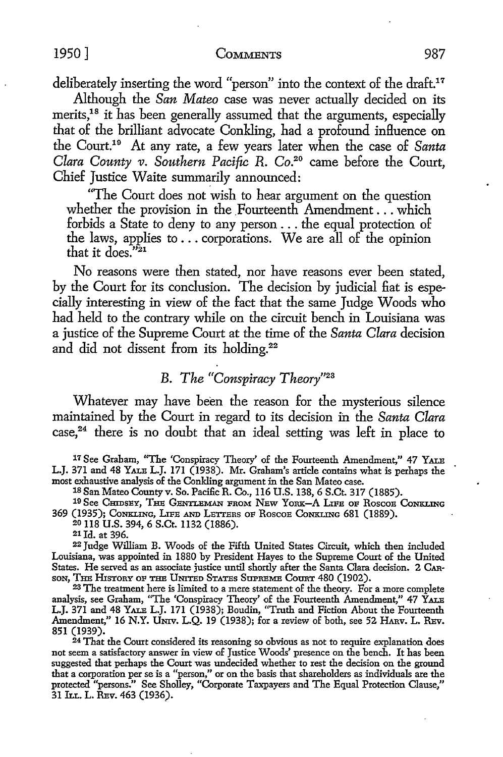deliberately inserting the word "person" into the context of the draft.[17]

Although the *San Mateo* case was never actually decided on its merits,[18] it has been generally assumed that the arguments, especially that of the brilliant advocate Conkling, had a profound influence on the Court.[19] At any rate, a few years later when the case of *Santa Clara County v. Southern Pacific R. Co.*[20] came before the Court, Chief Justice Waite summarily announced:

> "The Court does not wish to hear argument on the question whether the provision in the Fourteenth Amendment . . . which forbids a State to deny to any person . . . the equal protection of the laws, applies to . . . corporations. We are all of the opinion that it does."[21]

No reasons were then stated, nor have reasons ever been stated, by the Court for its conclusion. The decision by judicial fiat is especially interesting in view of the fact that the same Judge Woods who had held to the contrary while on the circuit bench in Louisiana was a justice of the Supreme Court at the time of the *Santa Clara* decision and did not dissent from its holding.[22]

### *B. The "Conspiracy Theory"*[23]

Whatever may have been the reason for the mysterious silence maintained by the Court in regard to its decision in the *Santa Clara* case,[24] there is no doubt that an ideal setting was left in place to

---

[17] See Graham, "The 'Conspiracy Theory' of the Fourteenth Amendment," 47 YALE L.J. 371 and 48 YALE L.J. 171 (1938). Mr. Graham's article contains what is perhaps the most exhaustive analysis of the Conkling argument in the San Mateo case.

[18] San Mateo County v. So. Pacific R. Co., 116 U.S. 138, 6 S.Ct. 317 (1885).

[19] See CHIDSEY, THE GENTLEMAN FROM NEW YORK—A LIFE OF ROSCOE CONKLING 369 (1935); CONKLING, LIFE AND LETTERS OF ROSCOE CONKLING 681 (1889).

[20] 118 U.S. 394, 6 S.Ct. 1132 (1886).

[21] Id. at 396.

[22] Judge William B. Woods of the Fifth United States Circuit, which then included Louisiana, was appointed in 1880 by President Hayes to the Supreme Court of the United States. He served as an associate justice until shortly after the Santa Clara decision. 2 CARSON, THE HISTORY OF THE UNITED STATES SUPREME COURT 480 (1902).

[23] The treatment here is limited to a mere statement of the theory. For a more complete analysis, see Graham, "The 'Conspiracy Theory' of the Fourteenth Amendment," 47 YALE L.J. 371 and 48 YALE L.J. 171 (1938); Boudin, "Truth and Fiction About the Fourteenth Amendment," 16 N.Y. UNIV. L.Q. 19 (1938); for a review of both, see 52 HARV. L. REV. 851 (1939).

[24] That the Court considered its reasoning so obvious as not to require explanation does not seem a satisfactory answer in view of Justice Woods' presence on the bench. It has been suggested that perhaps the Court was undecided whether to rest the decision on the ground that a corporation per se is a "person," or on the basis that shareholders as individuals are the protected "persons." See Sholley, "Corporate Taxpayers and The Equal Protection Clause," 31 ILL. L. REV. 463 (1936).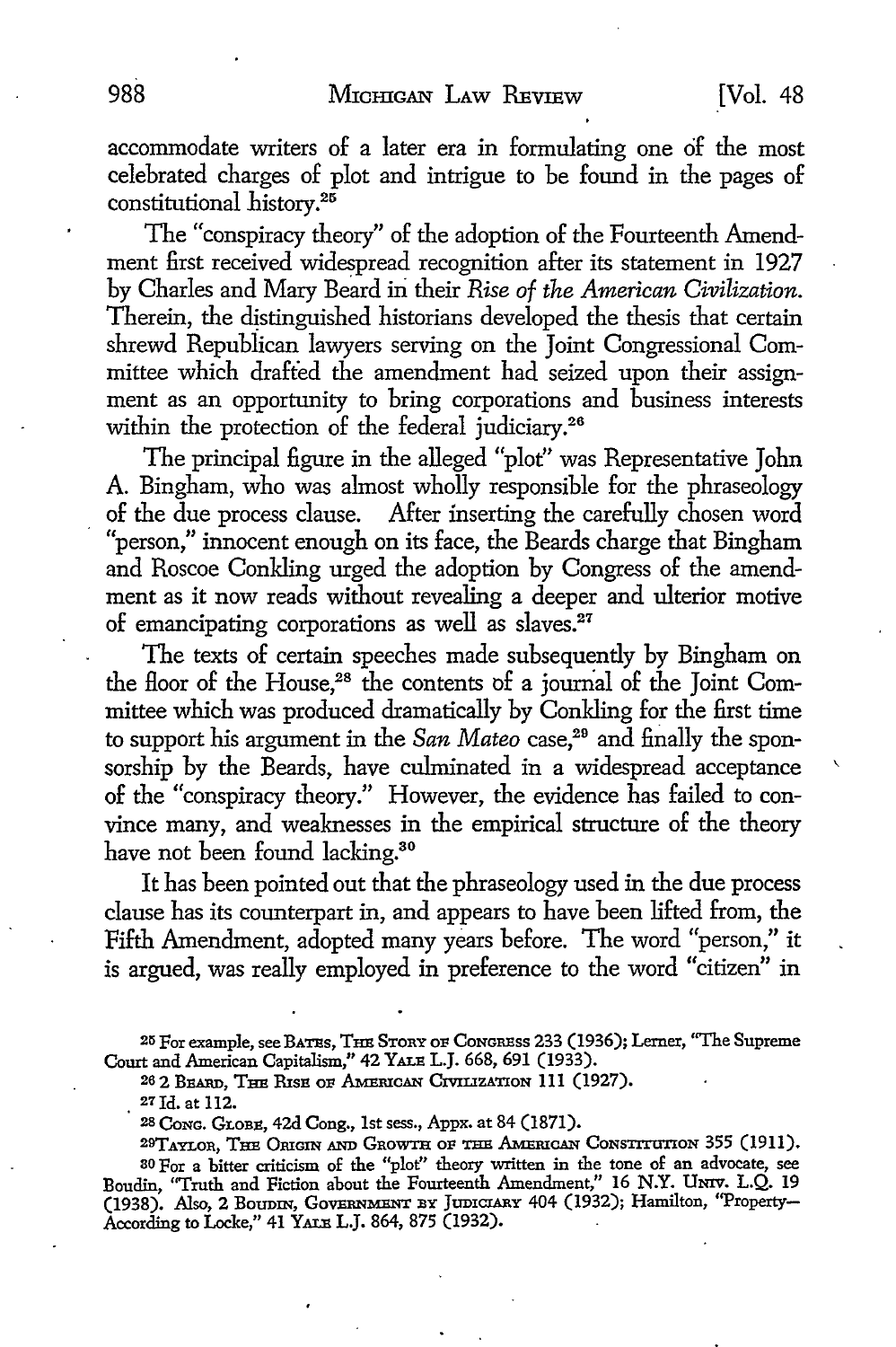accommodate writers of a later era in formulating one of the most celebrated charges of plot and intrigue to be found in the pages of constitutional history.[25]

The "conspiracy theory" of the adoption of the Fourteenth Amendment first received widespread recognition after its statement in 1927 by Charles and Mary Beard in their *Rise of the American Civilization.* Therein, the distinguished historians developed the thesis that certain shrewd Republican lawyers serving on the Joint Congressional Committee which drafted the amendment had seized upon their assignment as an opportunity to bring corporations and business interests within the protection of the federal judiciary.[26]

The principal figure in the alleged "plot" was Representative John A. Bingham, who was almost wholly responsible for the phraseology of the due process clause. After inserting the carefully chosen word "person," innocent enough on its face, the Beards charge that Bingham and Roscoe Conkling urged the adoption by Congress of the amendment as it now reads without revealing a deeper and ulterior motive of emancipating corporations as well as slaves.[27]

The texts of certain speeches made subsequently by Bingham on the floor of the House,[28] the contents of a journal of the Joint Committee which was produced dramatically by Conkling for the first time to support his argument in the *San Mateo* case,[29] and finally the sponsorship by the Beards, have culminated in a widespread acceptance of the "conspiracy theory." However, the evidence has failed to convince many, and weaknesses in the empirical structure of the theory have not been found lacking.[30]

It has been pointed out that the phraseology used in the due process clause has its counterpart in, and appears to have been lifted from, the Fifth Amendment, adopted many years before. The word "person," it is argued, was really employed in preference to the word "citizen" in

---

[25] For example, see BATES, THE STORY OF CONGRESS 233 (1936); Lerner, "The Supreme Court and American Capitalism," 42 YALE L.J. 668, 691 (1933).

[26] 2 BEARD, THE RISE OF AMERICAN CIVILIZATION 111 (1927).

[27] Id. at 112.

[28] CONG. GLOBE, 42d Cong., 1st sess., Appx. at 84 (1871).

[29] TAYLOR, THE ORIGIN AND GROWTH OF THE AMERICAN CONSTITUTION 355 (1911).

[30] For a bitter criticism of the "plot" theory written in the tone of an advocate, see Boudin, "Truth and Fiction about the Fourteenth Amendment," 16 N.Y. UNIV. L.Q. 19 (1938). Also, 2 BOUDIN, GOVERNMENT BY JUDICIARY 404 (1932); Hamilton, "Property—According to Locke," 41 YALE L.J. 864, 875 (1932).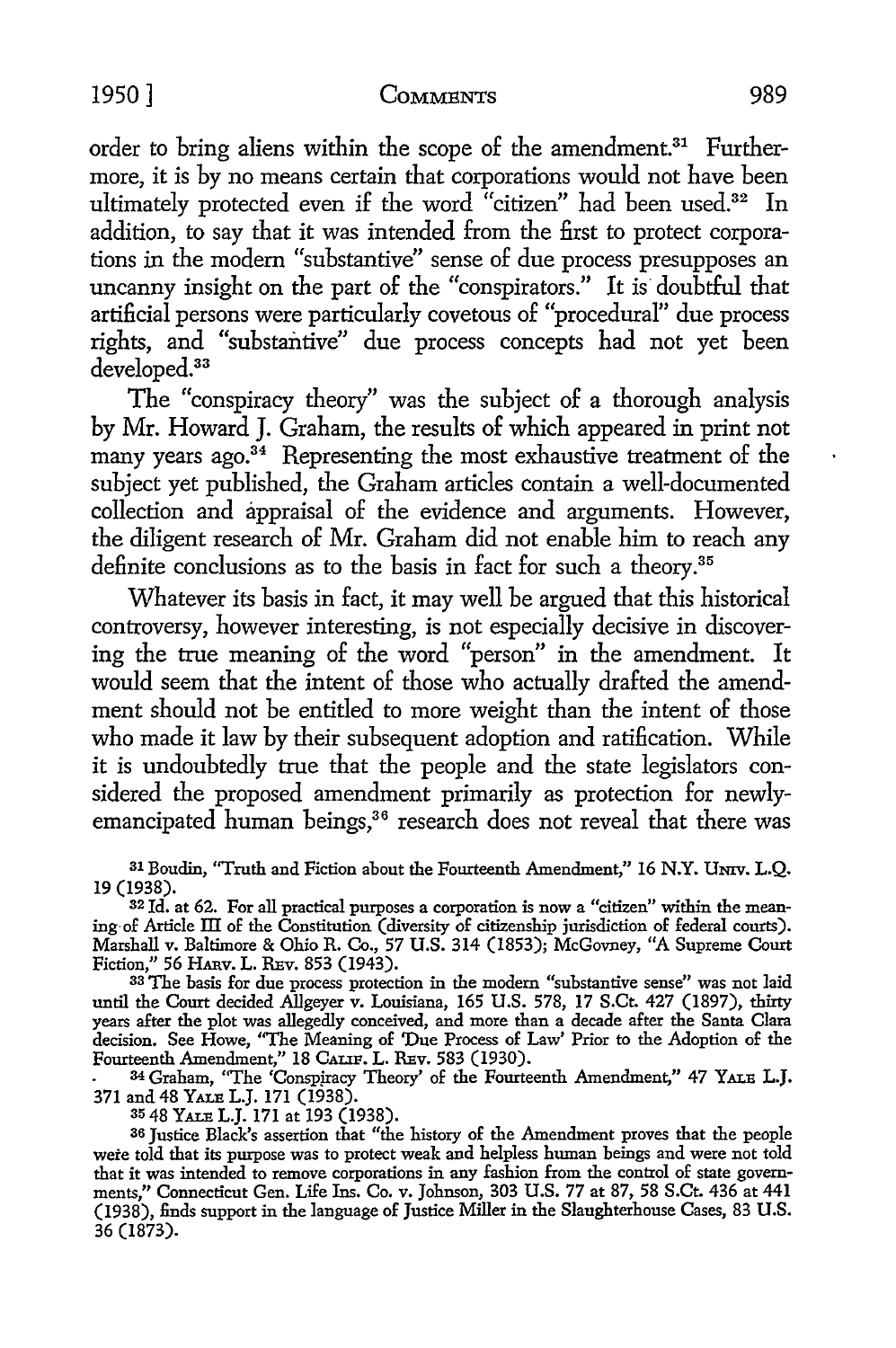order to bring aliens within the scope of the amendment.[31] Furthermore, it is by no means certain that corporations would not have been ultimately protected even if the word "citizen" had been used.[32] In addition, to say that it was intended from the first to protect corporations in the modern "substantive" sense of due process presupposes an uncanny insight on the part of the "conspirators." It is doubtful that artificial persons were particularly covetous of "procedural" due process rights, and "substantive" due process concepts had not yet been developed.[33]

The "conspiracy theory" was the subject of a thorough analysis by Mr. Howard J. Graham, the results of which appeared in print not many years ago.[34] Representing the most exhaustive treatment of the subject yet published, the Graham articles contain a well-documented collection and appraisal of the evidence and arguments. However, the diligent research of Mr. Graham did not enable him to reach any definite conclusions as to the basis in fact for such a theory.[35]

Whatever its basis in fact, it may well be argued that this historical controversy, however interesting, is not especially decisive in discovering the true meaning of the word "person" in the amendment. It would seem that the intent of those who actually drafted the amendment should not be entitled to more weight than the intent of those who made it law by their subsequent adoption and ratification. While it is undoubtedly true that the people and the state legislators considered the proposed amendment primarily as protection for newly-emancipated human beings,[36] research does not reveal that there was

---

[31] Boudin, "Truth and Fiction about the Fourteenth Amendment," 16 N.Y. UNIV. L.Q. 19 (1938).

[32] Id. at 62. For all practical purposes a corporation is now a "citizen" within the meaning of Article III of the Constitution (diversity of citizenship jurisdiction of federal courts). Marshall v. Baltimore & Ohio R. Co., 57 U.S. 314 (1853); McGovney, "A Supreme Court Fiction," 56 HARV. L. REV. 853 (1943).

[33] The basis for due process protection in the modern "substantive sense" was not laid until the Court decided Allgeyer v. Louisiana, 165 U.S. 578, 17 S.Ct. 427 (1897), thirty years after the plot was allegedly conceived, and more than a decade after the Santa Clara decision. See Howe, "The Meaning of 'Due Process of Law' Prior to the Adoption of the Fourteenth Amendment," 18 CALIF. L. REV. 583 (1930).

[34] Graham, "The 'Conspiracy Theory' of the Fourteenth Amendment," 47 YALE L.J. 371 and 48 YALE L.J. 171 (1938).

[35] 48 YALE L.J. 171 at 193 (1938).

[36] Justice Black's assertion that "the history of the Amendment proves that the people were told that its purpose was to protect weak and helpless human beings and were not told that it was intended to remove corporations in any fashion from the control of state governments," Connecticut Gen. Life Ins. Co. v. Johnson, 303 U.S. 77 at 87, 58 S.Ct. 436 at 441 (1938), finds support in the language of Justice Miller in the Slaughterhouse Cases, 83 U.S. 36 (1873).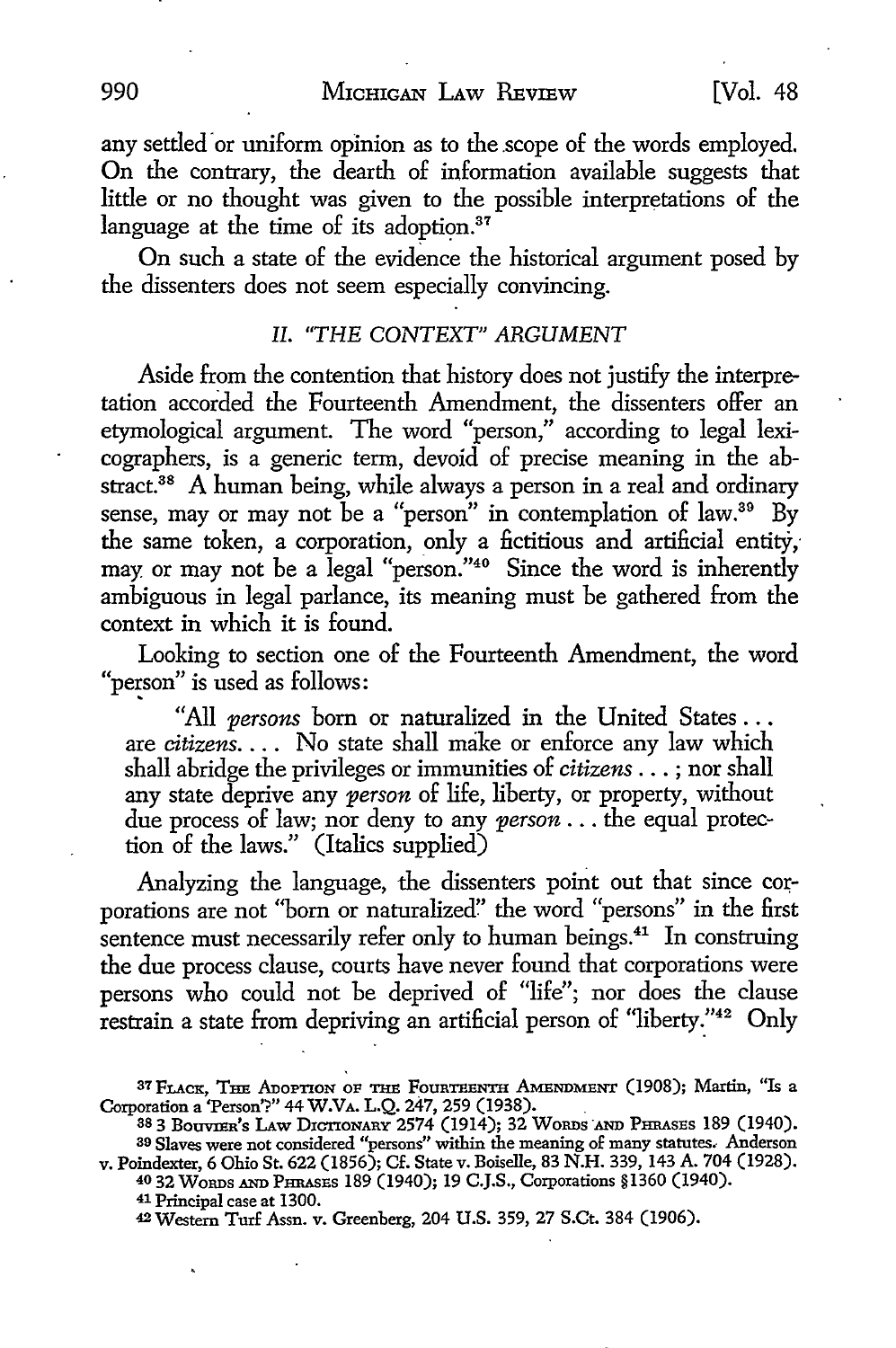any settled or uniform opinion as to the scope of the words employed. On the contrary, the dearth of information available suggests that little or no thought was given to the possible interpretations of the language at the time of its adoption.[37]

On such a state of the evidence the historical argument posed by the dissenters does not seem especially convincing.

### II. "THE CONTEXT" ARGUMENT

Aside from the contention that history does not justify the interpretation accorded the Fourteenth Amendment, the dissenters offer an etymological argument. The word "person," according to legal lexicographers, is a generic term, devoid of precise meaning in the abstract.[38] A human being, while always a person in a real and ordinary sense, may or may not be a "person" in contemplation of law.[39] By the same token, a corporation, only a fictitious and artificial entity, may or may not be a legal "person."[40] Since the word is inherently ambiguous in legal parlance, its meaning must be gathered from the context in which it is found.

Looking to section one of the Fourteenth Amendment, the word "person" is used as follows:

> "All *persons* born or naturalized in the United States . . . are *citizens*. . . . No state shall make or enforce any law which shall abridge the privileges or immunities of *citizens* . . . ; nor shall any state deprive any *person* of life, liberty, or property, without due process of law; nor deny to any *person* . . . the equal protection of the laws." (Italics supplied)

Analyzing the language, the dissenters point out that since corporations are not "born or naturalized" the word "persons" in the first sentence must necessarily refer only to human beings.[41] In construing the due process clause, courts have never found that corporations were persons who could not be deprived of "life"; nor does the clause restrain a state from depriving an artificial person of "liberty."[42] Only

---

[37] FLACK, THE ADOPTION OF THE FOURTEENTH AMENDMENT (1908); Martin, "Is a Corporation a 'Person'?" 44 W.VA. L.Q. 247, 259 (1938).

[38] 3 BOUVIER'S LAW DICTIONARY 2574 (1914); 32 WORDS AND PHRASES 189 (1940).

[39] Slaves were not considered "persons" within the meaning of many statutes. Anderson v. Poindexter, 6 Ohio St. 622 (1856); Cf. State v. Boiselle, 83 N.H. 339, 143 A. 704 (1928).

[40] 32 WORDS AND PHRASES 189 (1940); 19 C.J.S., Corporations §1360 (1940).

[41] Principal case at 1300.

[42] Western Turf Assn. v. Greenberg, 204 U.S. 359, 27 S.Ct. 384 (1906).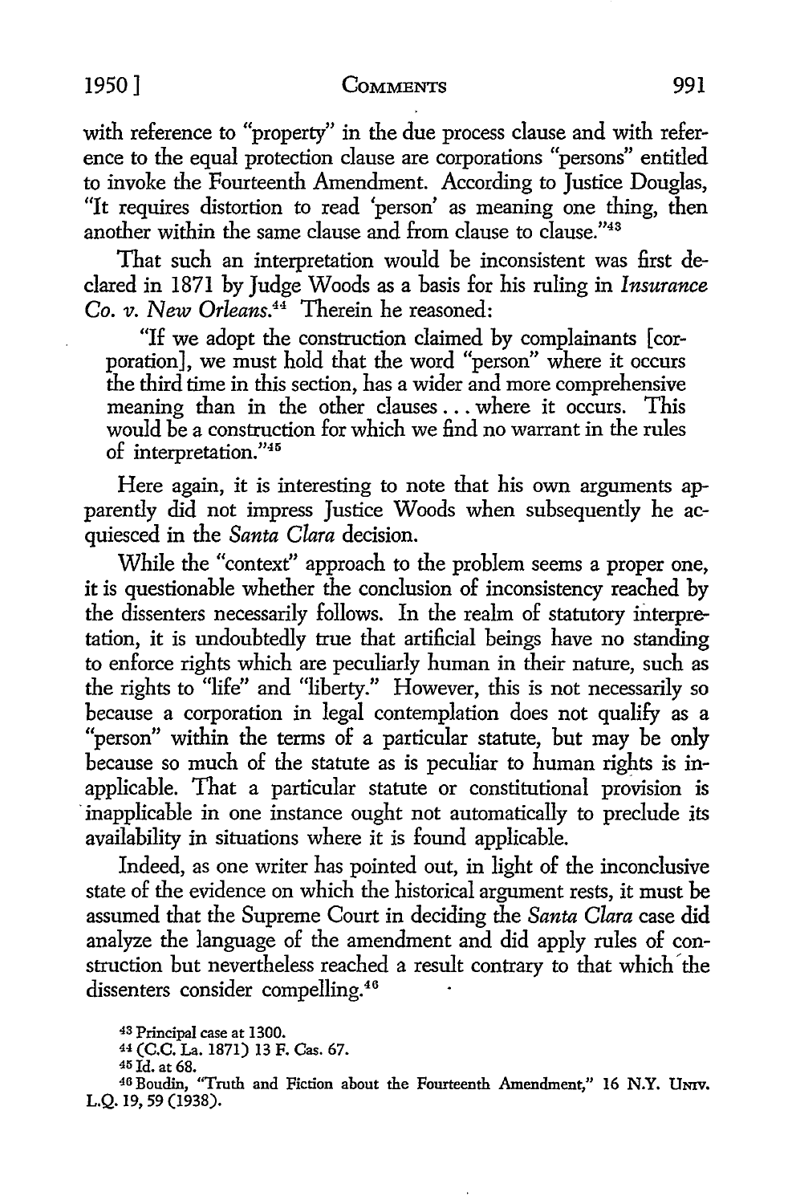with reference to "property" in the due process clause and with reference to the equal protection clause are corporations "persons" entitled to invoke the Fourteenth Amendment. According to Justice Douglas, "It requires distortion to read 'person' as meaning one thing, then another within the same clause and from clause to clause."[43]

That such an interpretation would be inconsistent was first declared in 1871 by Judge Woods as a basis for his ruling in *Insurance Co. v. New Orleans*.[44] Therein he reasoned:

> "If we adopt the construction claimed by complainants [corporation], we must hold that the word "person" where it occurs the third time in this section, has a wider and more comprehensive meaning than in the other clauses . . . where it occurs. This would be a construction for which we find no warrant in the rules of interpretation."[45]

Here again, it is interesting to note that his own arguments apparently did not impress Justice Woods when subsequently he acquiesced in the *Santa Clara* decision.

While the "context" approach to the problem seems a proper one, it is questionable whether the conclusion of inconsistency reached by the dissenters necessarily follows. In the realm of statutory interpretation, it is undoubtedly true that artificial beings have no standing to enforce rights which are peculiarly human in their nature, such as the rights to "life" and "liberty." However, this is not necessarily so because a corporation in legal contemplation does not qualify as a "person" within the terms of a particular statute, but may be only because so much of the statute as is peculiar to human rights is inapplicable. That a particular statute or constitutional provision is inapplicable in one instance ought not automatically to preclude its availability in situations where it is found applicable.

Indeed, as one writer has pointed out, in light of the inconclusive state of the evidence on which the historical argument rests, it must be assumed that the Supreme Court in deciding the *Santa Clara* case did analyze the language of the amendment and did apply rules of construction but nevertheless reached a result contrary to that which the dissenters consider compelling.[46]

---

[43] Principal case at 1300.

[44] (C.C. La. 1871) 13 F. Cas. 67.

[45] Id. at 68.

[46] Boudin, "Truth and Fiction about the Fourteenth Amendment," 16 N.Y. Univ. L.Q. 19, 59 (1938).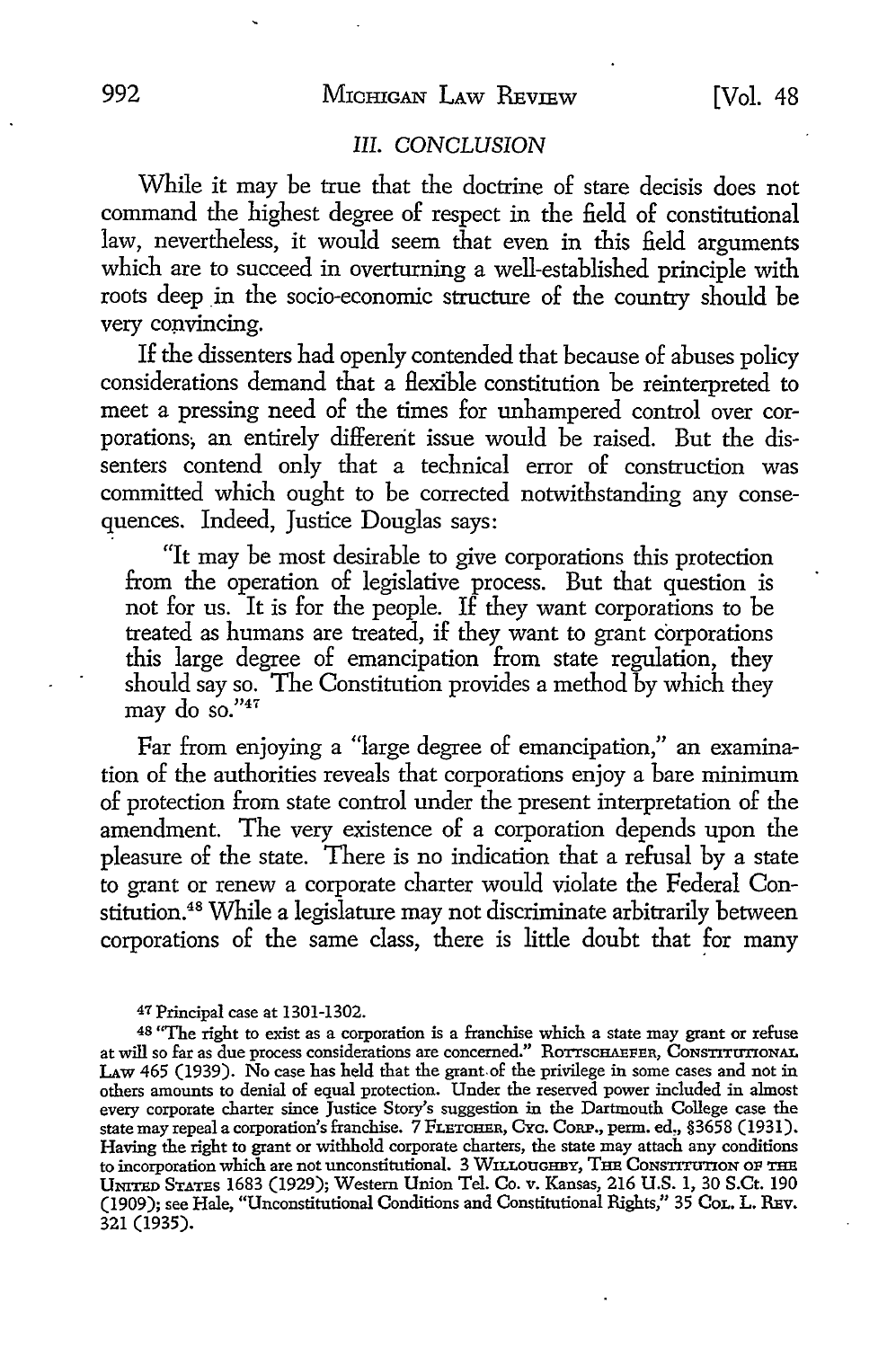### III. CONCLUSION

While it may be true that the doctrine of stare decisis does not command the highest degree of respect in the field of constitutional law, nevertheless, it would seem that even in this field arguments which are to succeed in overturning a well-established principle with roots deep in the socio-economic structure of the country should be very convincing.

If the dissenters had openly contended that because of abuses policy considerations demand that a flexible constitution be reinterpreted to meet a pressing need of the times for unhampered control over corporations, an entirely different issue would be raised. But the dissenters contend only that a technical error of construction was committed which ought to be corrected notwithstanding any consequences. Indeed, Justice Douglas says:

> "It may be most desirable to give corporations this protection from the operation of legislative process. But that question is not for us. It is for the people. If they want corporations to be treated as humans are treated, if they want to grant corporations this large degree of emancipation from state regulation, they should say so. The Constitution provides a method by which they may do so."[47]

Far from enjoying a "large degree of emancipation," an examination of the authorities reveals that corporations enjoy a bare minimum of protection from state control under the present interpretation of the amendment. The very existence of a corporation depends upon the pleasure of the state. There is no indication that a refusal by a state to grant or renew a corporate charter would violate the Federal Constitution.[48] While a legislature may not discriminate arbitrarily between corporations of the same class, there is little doubt that for many

---

[47] Principal case at 1301-1302.

[48] "The right to exist as a corporation is a franchise which a state may grant or refuse at will so far as due process considerations are concerned." ROTTSCHAEFER, CONSTITUTIONAL LAW 465 (1939). No case has held that the grant of the privilege in some cases and not in others amounts to denial of equal protection. Under the reserved power included in almost every corporate charter since Justice Story's suggestion in the Dartmouth College case the state may repeal a corporation's franchise. 7 FLETCHER, CYC. CORP., perm. ed., §3658 (1931). Having the right to grant or withhold corporate charters, the state may attach any conditions to incorporation which are not unconstitutional. 3 WILLOUGHBY, THE CONSTITUTION OF THE UNITED STATES 1683 (1929); Western Union Tel. Co. v. Kansas, 216 U.S. 1, 30 S.Ct. 190 (1909); see Hale, "Unconstitutional Conditions and Constitutional Rights," 35 COL. L. REV. 321 (1935).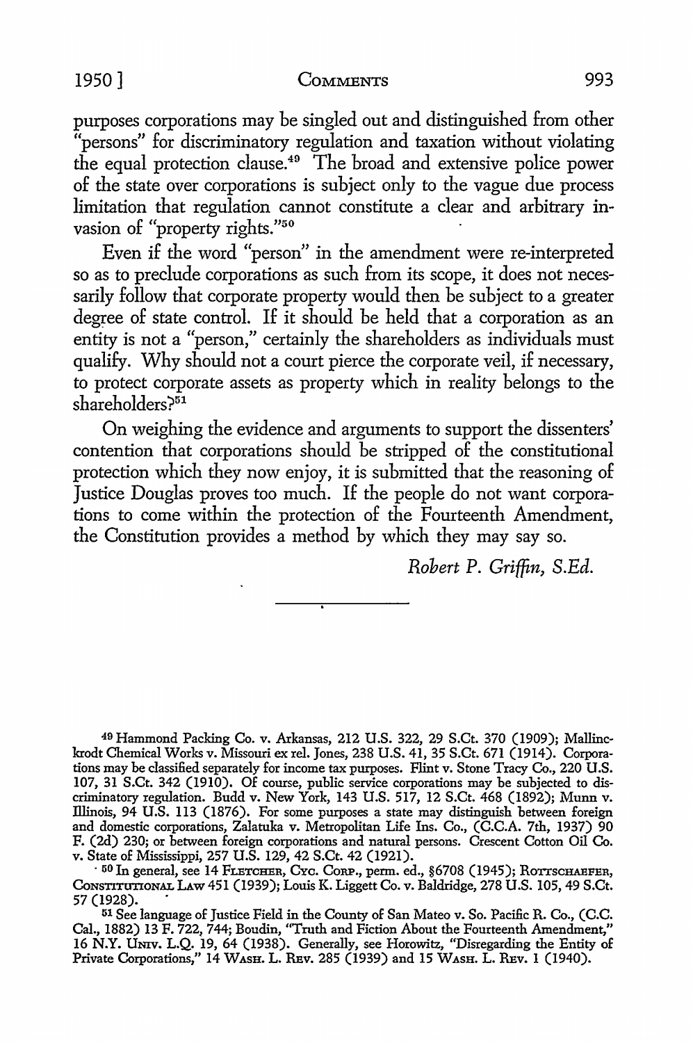purposes corporations may be singled out and distinguished from other "persons" for discriminatory regulation and taxation without violating the equal protection clause.[49] The broad and extensive police power of the state over corporations is subject only to the vague due process limitation that regulation cannot constitute a clear and arbitrary invasion of "property rights."[50]

Even if the word "person" in the amendment were re-interpreted so as to preclude corporations as such from its scope, it does not necessarily follow that corporate property would then be subject to a greater degree of state control. If it should be held that a corporation as an entity is not a "person," certainly the shareholders as individuals must qualify. Why should not a court pierce the corporate veil, if necessary, to protect corporate assets as property which in reality belongs to the shareholders?[51]

On weighing the evidence and arguments to support the dissenters' contention that corporations should be stripped of the constitutional protection which they now enjoy, it is submitted that the reasoning of Justice Douglas proves too much. If the people do not want corporations to come within the protection of the Fourteenth Amendment, the Constitution provides a method by which they may say so.

*Robert P. Griffin, S.Ed.*

---

[49] Hammond Packing Co. v. Arkansas, 212 U.S. 322, 29 S.Ct. 370 (1909); Mallinckrodt Chemical Works v. Missouri ex rel. Jones, 238 U.S. 41, 35 S.Ct. 671 (1914). Corporations may be classified separately for income tax purposes. Flint v. Stone Tracy Co., 220 U.S. 107, 31 S.Ct. 342 (1910). Of course, public service corporations may be subjected to discriminatory regulation. Budd v. New York, 143 U.S. 517, 12 S.Ct. 468 (1892); Munn v. Illinois, 94 U.S. 113 (1876). For some purposes a state may distinguish between foreign and domestic corporations, Zalatuka v. Metropolitan Life Ins. Co., (C.C.A. 7th, 1937) 90 F. (2d) 230; or between foreign corporations and natural persons. Crescent Cotton Oil Co. v. State of Mississippi, 257 U.S. 129, 42 S.Ct. 42 (1921).

[50] In general, see 14 FLETCHER, CYC. CORP., perm. ed., §6708 (1945); ROTTSCHAEFER, CONSTITUTIONAL LAW 451 (1939); Louis K. Liggett Co. v. Baldridge, 278 U.S. 105, 49 S.Ct. 57 (1928).

[51] See language of Justice Field in the County of San Mateo v. So. Pacific R. Co., (C.C. Cal., 1882) 13 F. 722, 744; Boudin, "Truth and Fiction About the Fourteenth Amendment," 16 N.Y. UNIV. L.Q. 19, 64 (1938). Generally, see Horowitz, "Disregarding the Entity of Private Corporations," 14 WASH. L. REV. 285 (1939) and 15 WASH. L. REV. 1 (1940).